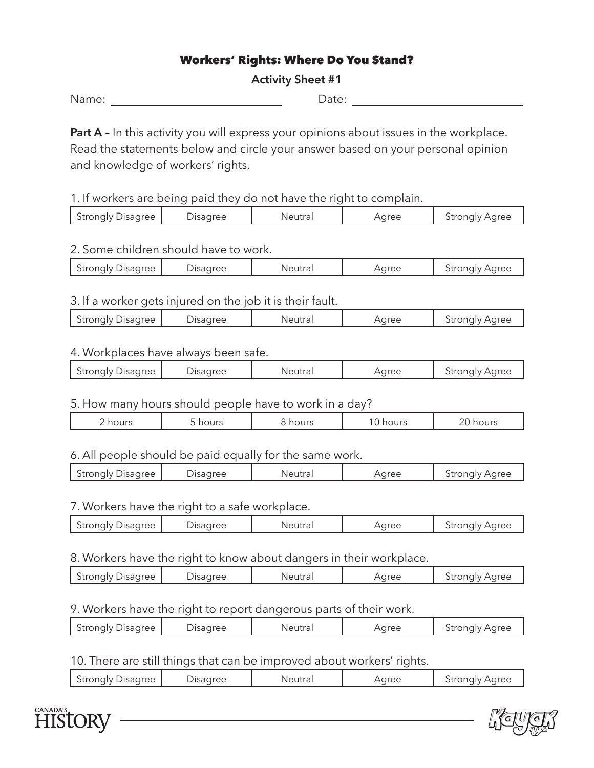# Workers' Rights: Where Do You Stand?

**Activity Sheet #1**

Name: ______________________________ Date: ______________________________

**Part A** – In this activity you will express your opinions about issues in the workplace. Read the statements below and circle your answer based on your personal opinion and knowledge of workers' rights.

1. If workers are being paid they do not have the right to complain.

| Strongly Disagree | Disagree | Neutral | Agree | Strongly Agree |
|---|---|---|---|---|

2. Some children should have to work.

| Strongly Disagree | Disagree | Neutral | Agree | Strongly Agree |
|---|---|---|---|---|

3. If a worker gets injured on the job it is their fault.

| Strongly Disagree | Disagree | Neutral | Agree | Strongly Agree |
|---|---|---|---|---|

4. Workplaces have always been safe.

| Strongly Disagree | Disagree | Neutral | Agree | Strongly Agree |
|---|---|---|---|---|

5. How many hours should people have to work in a day?

| 2 hours | 5 hours | 8 hours | 10 hours | 20 hours |
|---|---|---|---|---|

6. All people should be paid equally for the same work.

| Strongly Disagree | Disagree | Neutral | Agree | Strongly Agree |
|---|---|---|---|---|

7. Workers have the right to a safe workplace.

| Strongly Disagree | Disagree | Neutral | Agree | Strongly Agree |
|---|---|---|---|---|

8. Workers have the right to know about dangers in their workplace.

| Strongly Disagree | Disagree | Neutral | Agree | Strongly Agree |
|---|---|---|---|---|

9. Workers have the right to report dangerous parts of their work.

| Strongly Disagree | Disagree | Neutral | Agree | Strongly Agree |
|---|---|---|---|---|

10. There are still things that can be improved about workers' rights.

| Strongly Disagree | Disagree | Neutral | Agree | Strongly Agree |
|---|---|---|---|---|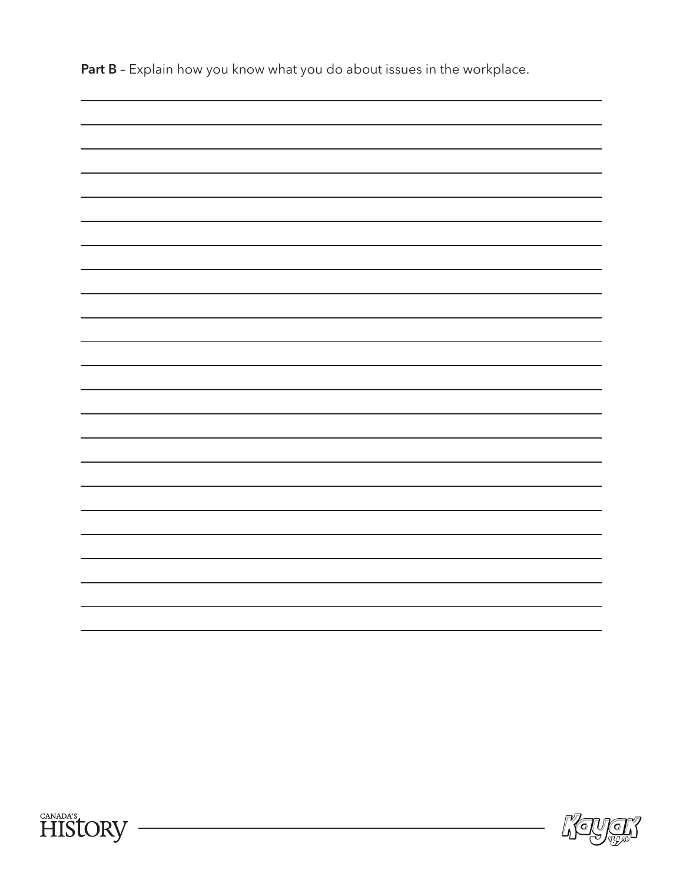**Part B** – Explain how you know what you do about issues in the workplace.